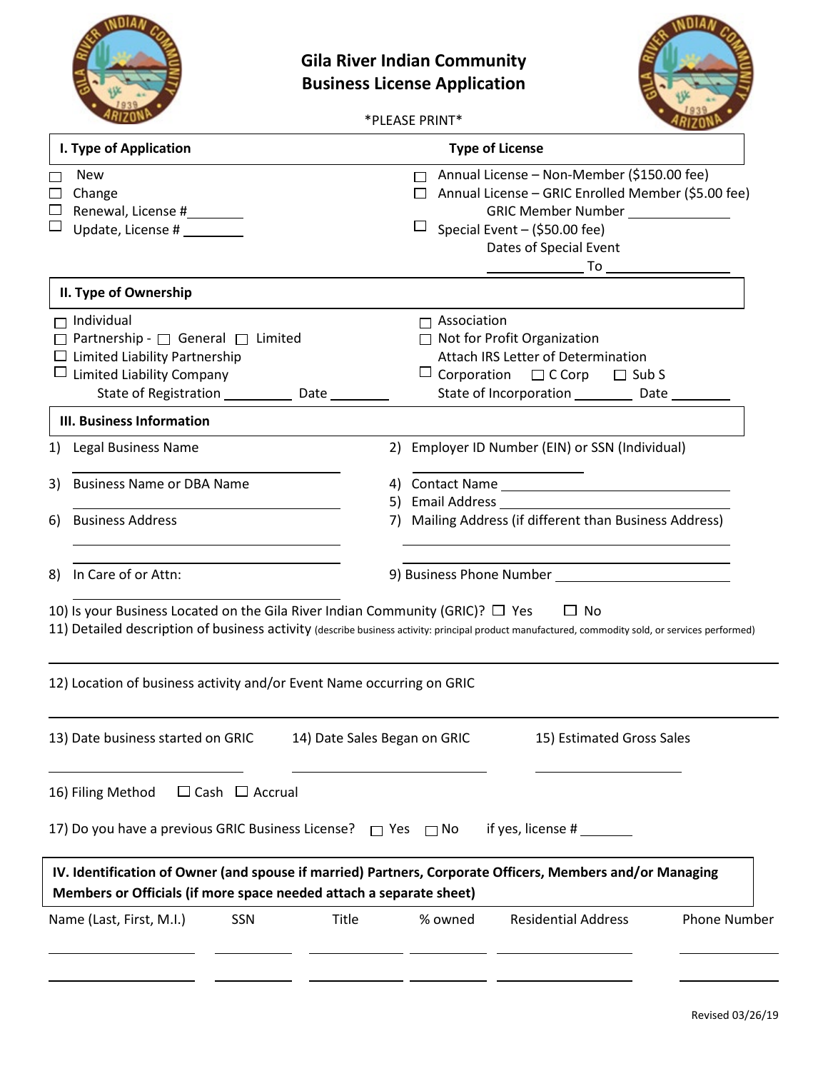# Gila River Indian Community
## Business License Application

*PLEASE PRINT*

| I. Type of Application | Type of License |
|---|---|
| ☐ New | ☐ Annual License – Non-Member ($150.00 fee) |
| ☐ Change | ☐ Annual License – GRIC Enrolled Member ($5.00 fee) |
| ☐ Renewal, License #________ | GRIC Member Number ______________ |
| ☐ Update, License # ________ | ☐ Special Event – ($50.00 fee) |
| | Dates of Special Event ____________ To ________________ |

### II. Type of Ownership

| | |
|---|---|
| ☐ Individual | ☐ Association |
| ☐ Partnership - ☐ General ☐ Limited | ☐ Not for Profit Organization |
| ☐ Limited Liability Partnership | Attach IRS Letter of Determination |
| ☐ Limited Liability Company | ☐ Corporation ☐ C Corp ☐ Sub S |
| State of Registration _________ Date ________ | State of Incorporation ________ Date ________ |

### III. Business Information

1) Legal Business Name ______________________

2) Employer ID Number (EIN) or SSN (Individual) ______________________

3) Business Name or DBA Name ______________________

4) Contact Name ______________________

5) Email Address ______________________

6) Business Address ______________________

7) Mailing Address (if different than Business Address) ______________________

8) In Care of or Attn: ______________________

9) Business Phone Number ______________________

10) Is your Business Located on the Gila River Indian Community (GRIC)? ☐ Yes ☐ No

11) Detailed description of business activity (describe business activity: principal product manufactured, commodity sold, or services performed)

______________________________________________

12) Location of business activity and/or Event Name occurring on GRIC

______________________________________________

13) Date business started on GRIC ______________________

14) Date Sales Began on GRIC ______________________

15) Estimated Gross Sales ______________________

16) Filing Method ☐ Cash ☐ Accrual

17) Do you have a previous GRIC Business License? ☐ Yes ☐ No if yes, license # _______

### IV. Identification of Owner (and spouse if married) Partners, Corporate Officers, Members and/or Managing Members or Officials (if more space needed attach a separate sheet)

| Name (Last, First, M.I.) | SSN | Title | % owned | Residential Address | Phone Number |
|---|---|---|---|---|---|
| | | | | | |
| | | | | | |

Revised 03/26/19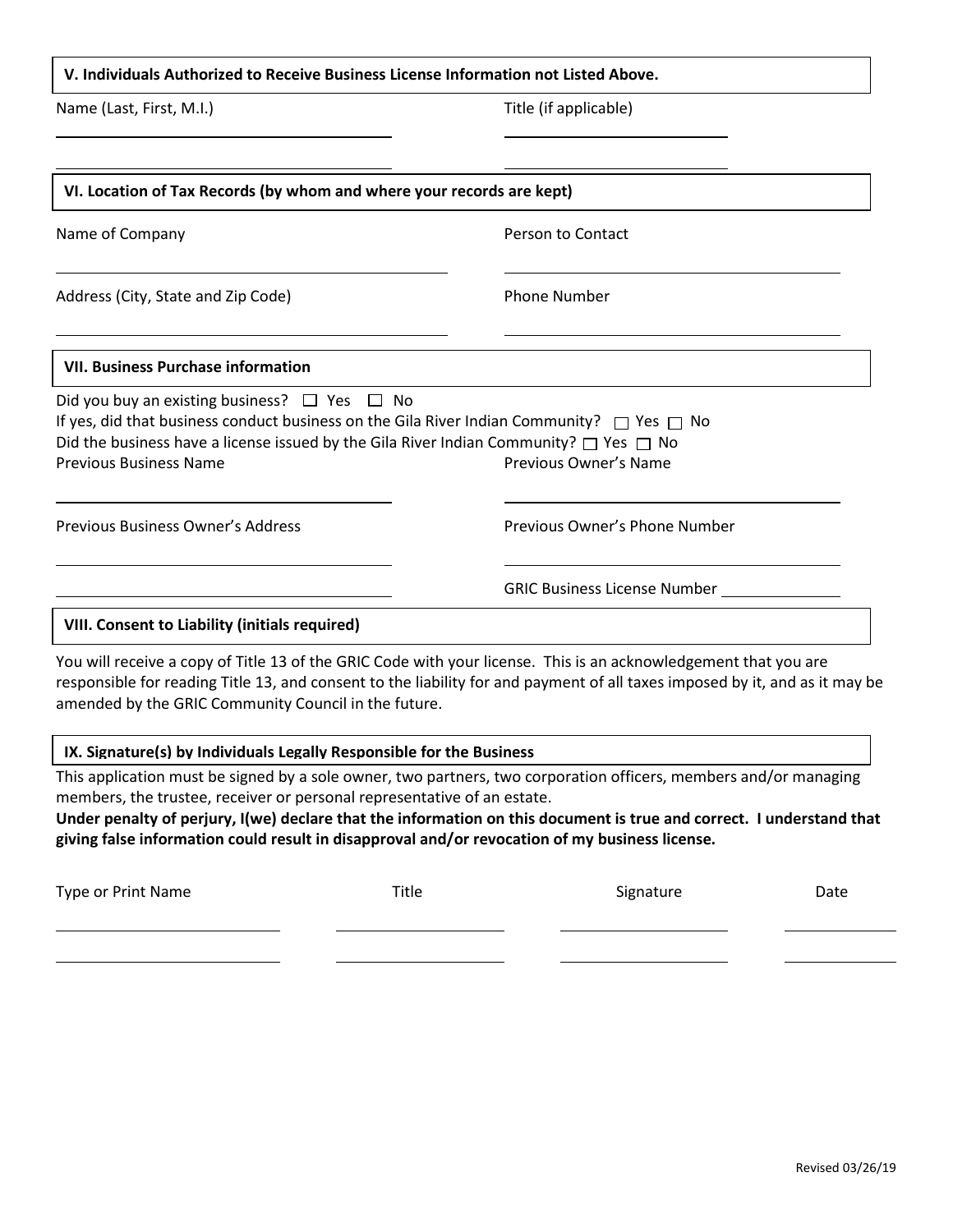## V. Individuals Authorized to Receive Business License Information not Listed Above.

Name (Last, First, M.I.) \_\_\_\_\_\_\_\_\_\_\_\_\_\_\_\_\_\_\_\_\_\_\_\_ Title (if applicable) \_\_\_\_\_\_\_\_\_\_\_\_\_\_\_\_\_\_\_\_

## VI. Location of Tax Records (by whom and where your records are kept)

Name of Company \_\_\_\_\_\_\_\_\_\_\_\_\_\_\_\_\_\_\_\_\_\_\_\_ Person to Contact \_\_\_\_\_\_\_\_\_\_\_\_\_\_\_\_\_\_\_\_

Address (City, State and Zip Code) \_\_\_\_\_\_\_\_\_\_\_\_\_\_\_\_\_\_\_\_\_\_\_\_ Phone Number \_\_\_\_\_\_\_\_\_\_\_\_\_\_\_\_\_\_\_\_

## VII. Business Purchase information

Did you buy an existing business? ☐ Yes ☐ No

If yes, did that business conduct business on the Gila River Indian Community? ☐ Yes ☐ No

Did the business have a license issued by the Gila River Indian Community? ☐ Yes ☐ No

Previous Business Name \_\_\_\_\_\_\_\_\_\_\_\_\_\_\_\_\_\_\_\_\_\_\_\_ Previous Owner's Name \_\_\_\_\_\_\_\_\_\_\_\_\_\_\_\_\_\_\_\_

Previous Business Owner's Address \_\_\_\_\_\_\_\_\_\_\_\_\_\_\_\_\_\_\_\_\_\_\_\_ Previous Owner's Phone Number \_\_\_\_\_\_\_\_\_\_\_\_\_\_\_\_\_\_\_\_

GRIC Business License Number \_\_\_\_\_\_\_\_\_\_\_\_\_\_\_\_\_\_\_\_

## VIII. Consent to Liability (initials required)

You will receive a copy of Title 13 of the GRIC Code with your license. This is an acknowledgement that you are responsible for reading Title 13, and consent to the liability for and payment of all taxes imposed by it, and as it may be amended by the GRIC Community Council in the future.

## IX. Signature(s) by Individuals Legally Responsible for the Business

This application must be signed by a sole owner, two partners, two corporation officers, members and/or managing members, the trustee, receiver or personal representative of an estate.

**Under penalty of perjury, I(we) declare that the information on this document is true and correct. I understand that giving false information could result in disapproval and/or revocation of my business license.**

| Type or Print Name | Title | Signature | Date |
|---|---|---|---|
| | | | |
| | | | |

Revised 03/26/19